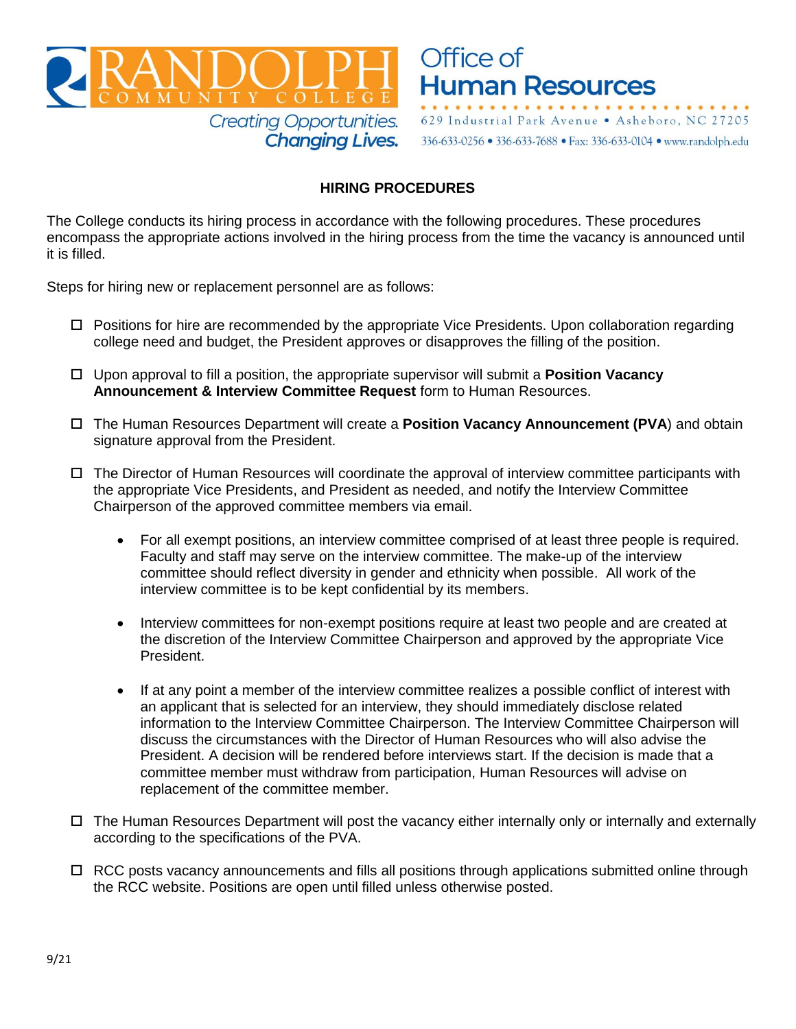RANDOLPH COMMUNITY COLLEGE

*Creating Opportunities. Changing Lives.*

Office of Human Resources

629 Industrial Park Avenue • Asheboro, NC 27205

336-633-0256 • 336-633-7688 • Fax: 336-633-0104 • www.randolph.edu

# HIRING PROCEDURES

The College conducts its hiring process in accordance with the following procedures. These procedures encompass the appropriate actions involved in the hiring process from the time the vacancy is announced until it is filled.

Steps for hiring new or replacement personnel are as follows:

- ☐ Positions for hire are recommended by the appropriate Vice Presidents. Upon collaboration regarding college need and budget, the President approves or disapproves the filling of the position.

- ☐ Upon approval to fill a position, the appropriate supervisor will submit a **Position Vacancy Announcement & Interview Committee Request** form to Human Resources.

- ☐ The Human Resources Department will create a **Position Vacancy Announcement (PVA**) and obtain signature approval from the President.

- ☐ The Director of Human Resources will coordinate the approval of interview committee participants with the appropriate Vice Presidents, and President as needed, and notify the Interview Committee Chairperson of the approved committee members via email.

  - For all exempt positions, an interview committee comprised of at least three people is required. Faculty and staff may serve on the interview committee. The make-up of the interview committee should reflect diversity in gender and ethnicity when possible. All work of the interview committee is to be kept confidential by its members.

  - Interview committees for non-exempt positions require at least two people and are created at the discretion of the Interview Committee Chairperson and approved by the appropriate Vice President.

  - If at any point a member of the interview committee realizes a possible conflict of interest with an applicant that is selected for an interview, they should immediately disclose related information to the Interview Committee Chairperson. The Interview Committee Chairperson will discuss the circumstances with the Director of Human Resources who will also advise the President. A decision will be rendered before interviews start. If the decision is made that a committee member must withdraw from participation, Human Resources will advise on replacement of the committee member.

- ☐ The Human Resources Department will post the vacancy either internally only or internally and externally according to the specifications of the PVA.

- ☐ RCC posts vacancy announcements and fills all positions through applications submitted online through the RCC website. Positions are open until filled unless otherwise posted.

9/21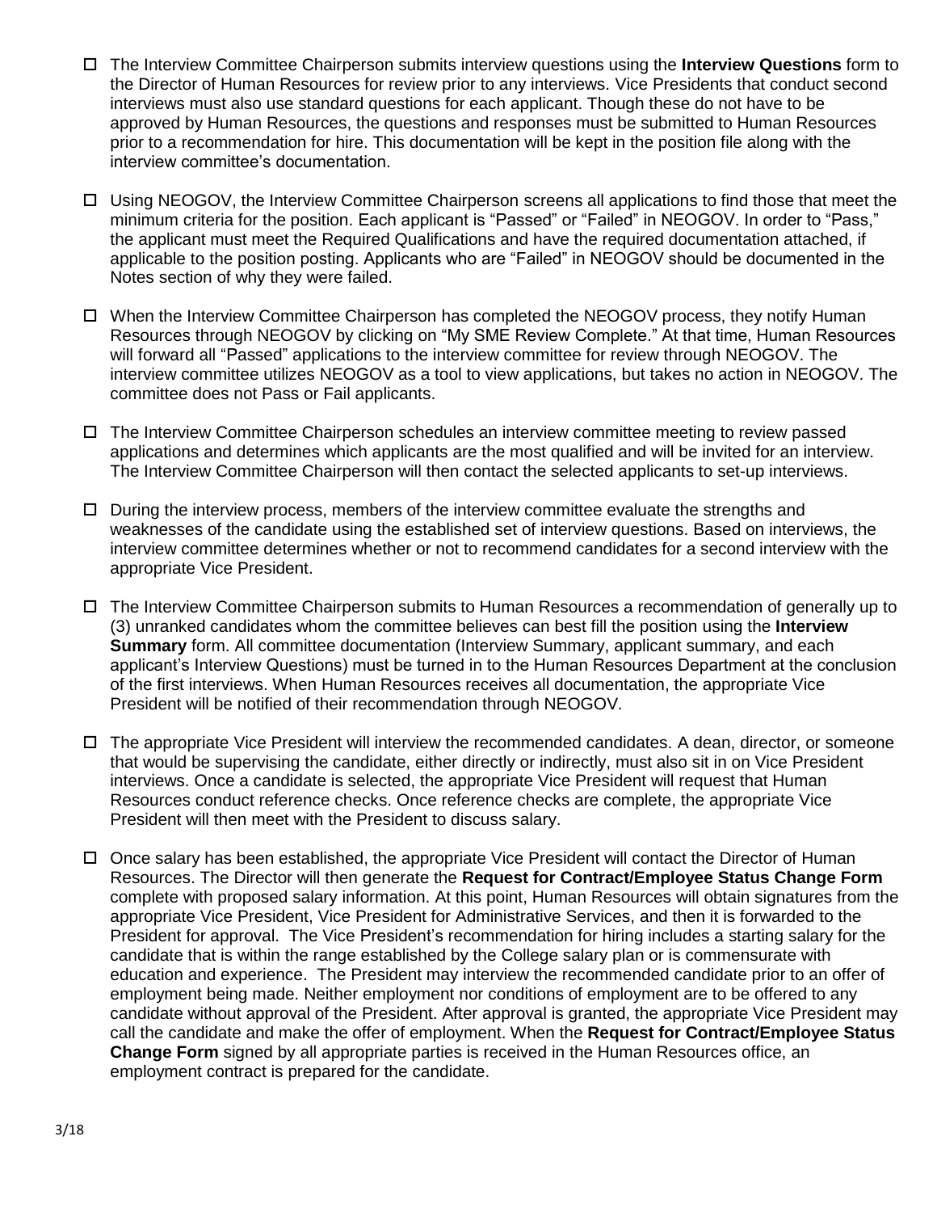- [ ] The Interview Committee Chairperson submits interview questions using the **Interview Questions** form to the Director of Human Resources for review prior to any interviews. Vice Presidents that conduct second interviews must also use standard questions for each applicant. Though these do not have to be approved by Human Resources, the questions and responses must be submitted to Human Resources prior to a recommendation for hire. This documentation will be kept in the position file along with the interview committee's documentation.

- [ ] Using NEOGOV, the Interview Committee Chairperson screens all applications to find those that meet the minimum criteria for the position. Each applicant is "Passed" or "Failed" in NEOGOV. In order to "Pass," the applicant must meet the Required Qualifications and have the required documentation attached, if applicable to the position posting. Applicants who are "Failed" in NEOGOV should be documented in the Notes section of why they were failed.

- [ ] When the Interview Committee Chairperson has completed the NEOGOV process, they notify Human Resources through NEOGOV by clicking on "My SME Review Complete." At that time, Human Resources will forward all "Passed" applications to the interview committee for review through NEOGOV. The interview committee utilizes NEOGOV as a tool to view applications, but takes no action in NEOGOV. The committee does not Pass or Fail applicants.

- [ ] The Interview Committee Chairperson schedules an interview committee meeting to review passed applications and determines which applicants are the most qualified and will be invited for an interview. The Interview Committee Chairperson will then contact the selected applicants to set-up interviews.

- [ ] During the interview process, members of the interview committee evaluate the strengths and weaknesses of the candidate using the established set of interview questions. Based on interviews, the interview committee determines whether or not to recommend candidates for a second interview with the appropriate Vice President.

- [ ] The Interview Committee Chairperson submits to Human Resources a recommendation of generally up to (3) unranked candidates whom the committee believes can best fill the position using the **Interview Summary** form. All committee documentation (Interview Summary, applicant summary, and each applicant's Interview Questions) must be turned in to the Human Resources Department at the conclusion of the first interviews. When Human Resources receives all documentation, the appropriate Vice President will be notified of their recommendation through NEOGOV.

- [ ] The appropriate Vice President will interview the recommended candidates. A dean, director, or someone that would be supervising the candidate, either directly or indirectly, must also sit in on Vice President interviews. Once a candidate is selected, the appropriate Vice President will request that Human Resources conduct reference checks. Once reference checks are complete, the appropriate Vice President will then meet with the President to discuss salary.

- [ ] Once salary has been established, the appropriate Vice President will contact the Director of Human Resources. The Director will then generate the **Request for Contract/Employee Status Change Form** complete with proposed salary information. At this point, Human Resources will obtain signatures from the appropriate Vice President, Vice President for Administrative Services, and then it is forwarded to the President for approval. The Vice President's recommendation for hiring includes a starting salary for the candidate that is within the range established by the College salary plan or is commensurate with education and experience. The President may interview the recommended candidate prior to an offer of employment being made. Neither employment nor conditions of employment are to be offered to any candidate without approval of the President. After approval is granted, the appropriate Vice President may call the candidate and make the offer of employment. When the **Request for Contract/Employee Status Change Form** signed by all appropriate parties is received in the Human Resources office, an employment contract is prepared for the candidate.

3/18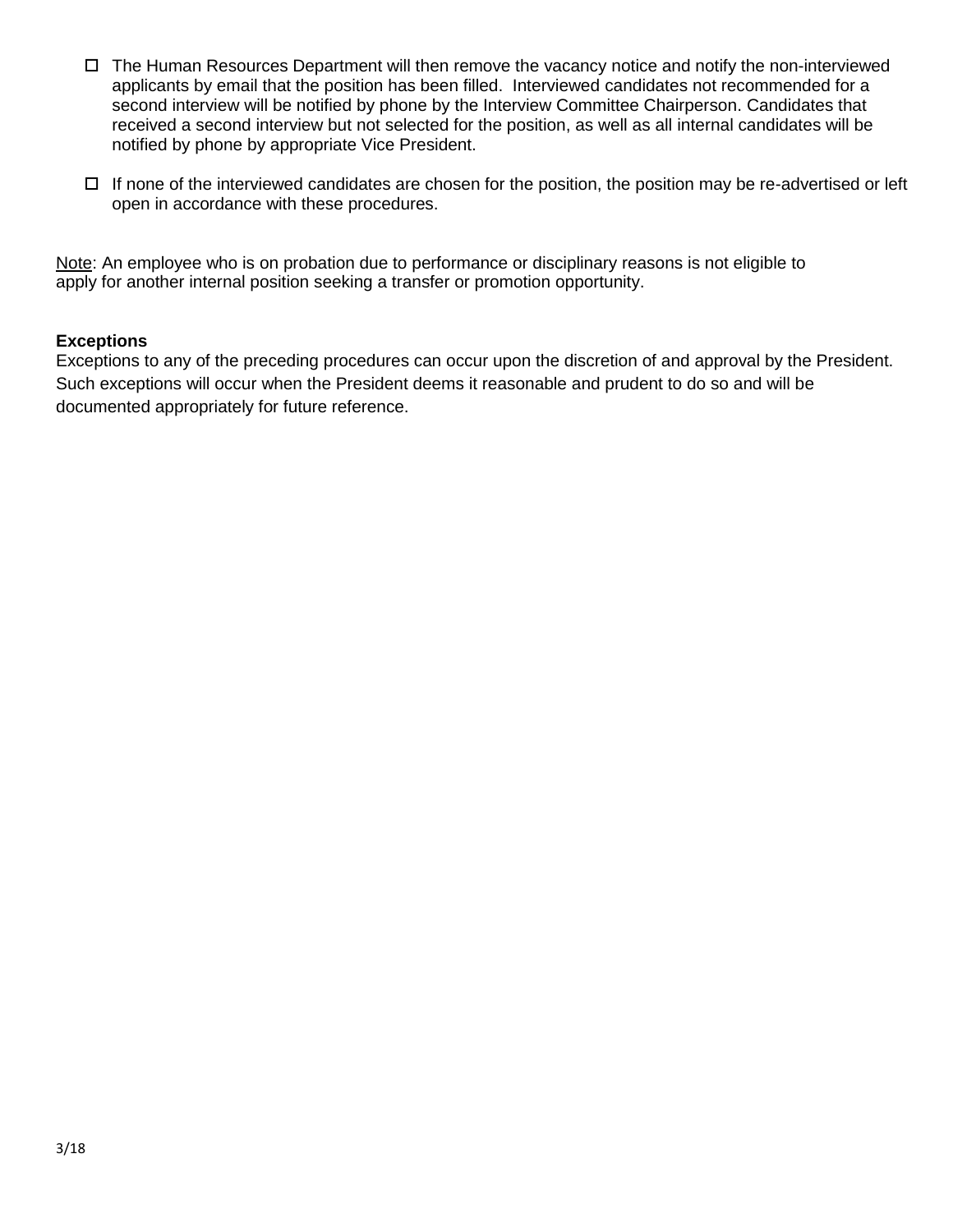- The Human Resources Department will then remove the vacancy notice and notify the non-interviewed applicants by email that the position has been filled. Interviewed candidates not recommended for a second interview will be notified by phone by the Interview Committee Chairperson. Candidates that received a second interview but not selected for the position, as well as all internal candidates will be notified by phone by appropriate Vice President.
- If none of the interviewed candidates are chosen for the position, the position may be re-advertised or left open in accordance with these procedures.

Note: An employee who is on probation due to performance or disciplinary reasons is not eligible to apply for another internal position seeking a transfer or promotion opportunity.

**Exceptions**

Exceptions to any of the preceding procedures can occur upon the discretion of and approval by the President. Such exceptions will occur when the President deems it reasonable and prudent to do so and will be documented appropriately for future reference.

3/18